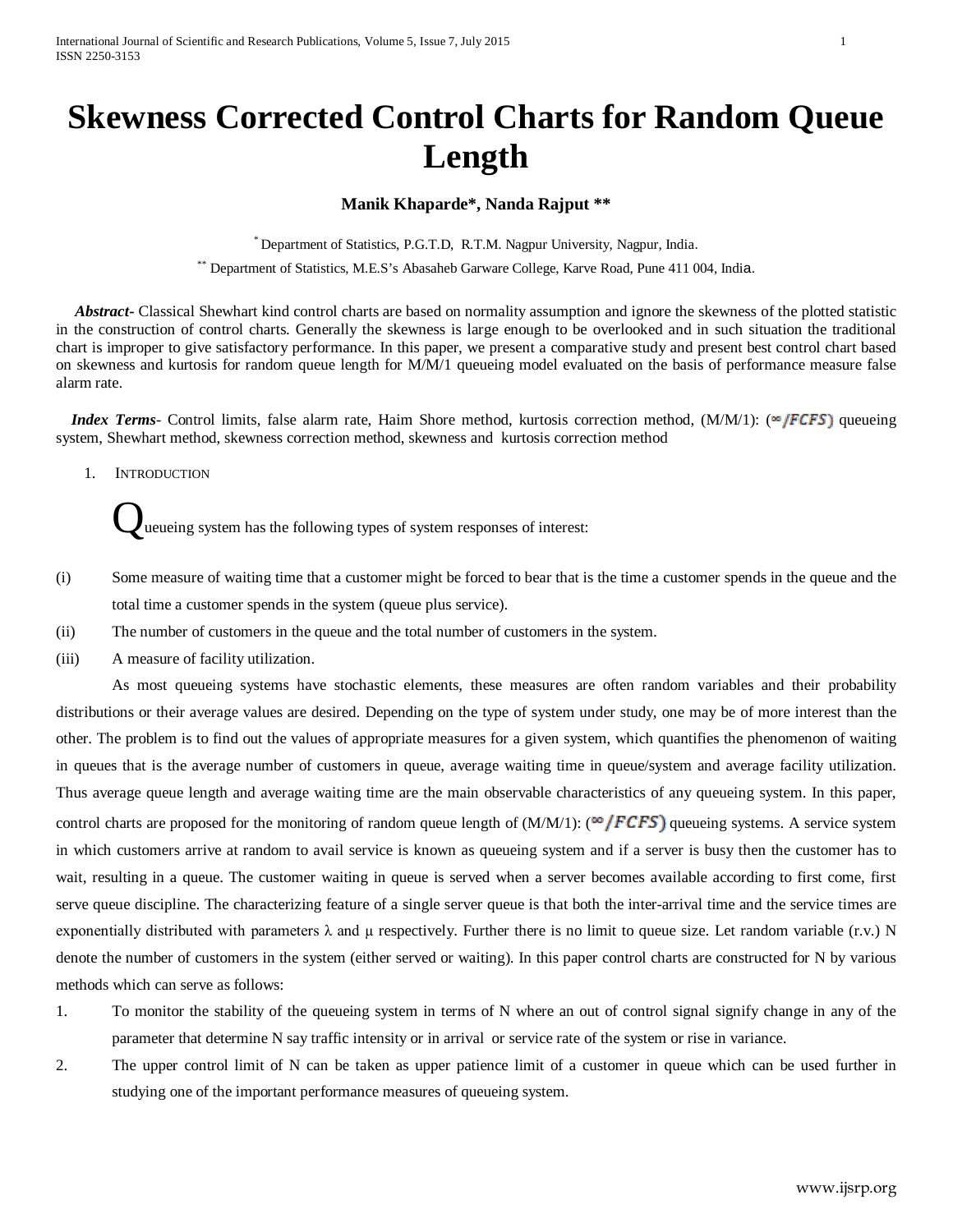# Skewness Corrected Control Charts for Random Queue Length

**Manik Khaparde\*, Nanda Rajput \*\***

\* Department of Statistics, P.G.T.D, R.T.M. Nagpur University, Nagpur, India.

\*\* Department of Statistics, M.E.S's Abasaheb Garware College, Karve Road, Pune 411 004, India.

***Abstract***- Classical Shewhart kind control charts are based on normality assumption and ignore the skewness of the plotted statistic in the construction of control charts. Generally the skewness is large enough to be overlooked and in such situation the traditional chart is improper to give satisfactory performance. In this paper, we present a comparative study and present best control chart based on skewness and kurtosis for random queue length for M/M/1 queueing model evaluated on the basis of performance measure false alarm rate.

***Index Terms***- Control limits, false alarm rate, Haim Shore method, kurtosis correction method, (M/M/1): ($\infty/FCFS$) queueing system, Shewhart method, skewness correction method, skewness and kurtosis correction method

## 1. Introduction

Queueing system has the following types of system responses of interest:

(i) Some measure of waiting time that a customer might be forced to bear that is the time a customer spends in the queue and the total time a customer spends in the system (queue plus service).

(ii) The number of customers in the queue and the total number of customers in the system.

(iii) A measure of facility utilization.

As most queueing systems have stochastic elements, these measures are often random variables and their probability distributions or their average values are desired. Depending on the type of system under study, one may be of more interest than the other. The problem is to find out the values of appropriate measures for a given system, which quantifies the phenomenon of waiting in queues that is the average number of customers in queue, average waiting time in queue/system and average facility utilization. Thus average queue length and average waiting time are the main observable characteristics of any queueing system. In this paper, control charts are proposed for the monitoring of random queue length of (M/M/1): ($\infty/FCFS$) queueing systems. A service system in which customers arrive at random to avail service is known as queueing system and if a server is busy then the customer has to wait, resulting in a queue. The customer waiting in queue is served when a server becomes available according to first come, first serve queue discipline. The characterizing feature of a single server queue is that both the inter-arrival time and the service times are exponentially distributed with parameters $\lambda$ and $\mu$ respectively. Further there is no limit to queue size. Let random variable (r.v.) N denote the number of customers in the system (either served or waiting). In this paper control charts are constructed for N by various methods which can serve as follows:

1. To monitor the stability of the queueing system in terms of N where an out of control signal signify change in any of the parameter that determine N say traffic intensity or in arrival or service rate of the system or rise in variance.
2. The upper control limit of N can be taken as upper patience limit of a customer in queue which can be used further in studying one of the important performance measures of queueing system.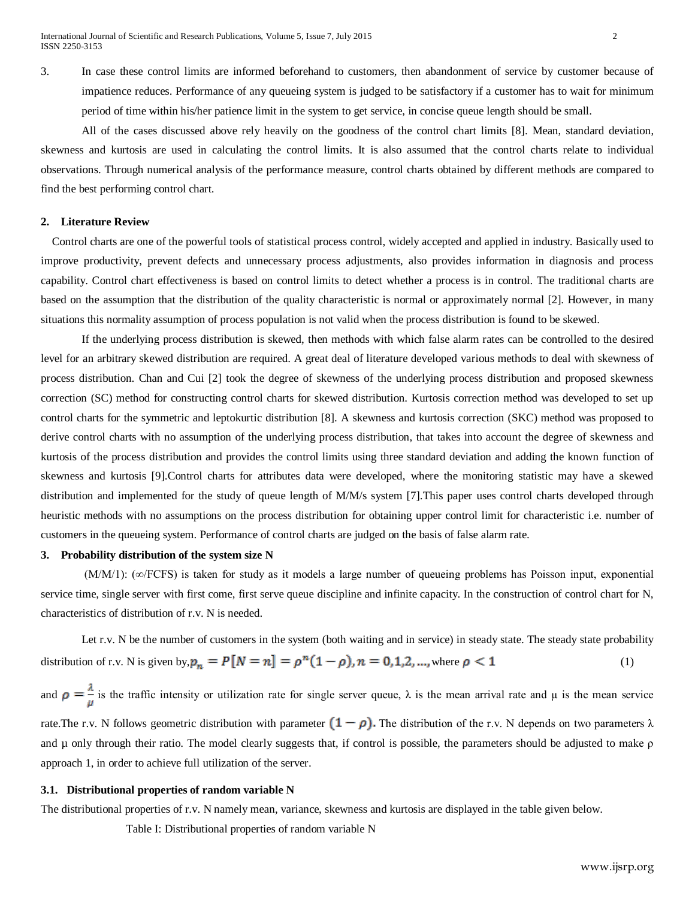3. In case these control limits are informed beforehand to customers, then abandonment of service by customer because of impatience reduces. Performance of any queueing system is judged to be satisfactory if a customer has to wait for minimum period of time within his/her patience limit in the system to get service, in concise queue length should be small.

All of the cases discussed above rely heavily on the goodness of the control chart limits [8]. Mean, standard deviation, skewness and kurtosis are used in calculating the control limits. It is also assumed that the control charts relate to individual observations. Through numerical analysis of the performance measure, control charts obtained by different methods are compared to find the best performing control chart.

## 2. Literature Review

Control charts are one of the powerful tools of statistical process control, widely accepted and applied in industry. Basically used to improve productivity, prevent defects and unnecessary process adjustments, also provides information in diagnosis and process capability. Control chart effectiveness is based on control limits to detect whether a process is in control. The traditional charts are based on the assumption that the distribution of the quality characteristic is normal or approximately normal [2]. However, in many situations this normality assumption of process population is not valid when the process distribution is found to be skewed.

If the underlying process distribution is skewed, then methods with which false alarm rates can be controlled to the desired level for an arbitrary skewed distribution are required. A great deal of literature developed various methods to deal with skewness of process distribution. Chan and Cui [2] took the degree of skewness of the underlying process distribution and proposed skewness correction (SC) method for constructing control charts for skewed distribution. Kurtosis correction method was developed to set up control charts for the symmetric and leptokurtic distribution [8]. A skewness and kurtosis correction (SKC) method was proposed to derive control charts with no assumption of the underlying process distribution, that takes into account the degree of skewness and kurtosis of the process distribution and provides the control limits using three standard deviation and adding the known function of skewness and kurtosis [9].Control charts for attributes data were developed, where the monitoring statistic may have a skewed distribution and implemented for the study of queue length of M/M/s system [7].This paper uses control charts developed through heuristic methods with no assumptions on the process distribution for obtaining upper control limit for characteristic i.e. number of customers in the queueing system. Performance of control charts are judged on the basis of false alarm rate.

## 3. Probability distribution of the system size N

(M/M/1): (∞/FCFS) is taken for study as it models a large number of queueing problems has Poisson input, exponential service time, single server with first come, first serve queue discipline and infinite capacity. In the construction of control chart for N, characteristics of distribution of r.v. N is needed.

Let r.v. N be the number of customers in the system (both waiting and in service) in steady state. The steady state probability distribution of r.v. N is given by, $p_n = P[N = n] = \rho^n(1-\rho), n = 0,1,2,...,$ where $\rho < 1$ (1)

and $\rho = \frac{\lambda}{\mu}$ is the traffic intensity or utilization rate for single server queue, λ is the mean arrival rate and μ is the mean service rate.The r.v. N follows geometric distribution with parameter $(1-\rho)$. The distribution of the r.v. N depends on two parameters λ and μ only through their ratio. The model clearly suggests that, if control is possible, the parameters should be adjusted to make ρ approach 1, in order to achieve full utilization of the server.

### 3.1. Distributional properties of random variable N

The distributional properties of r.v. N namely mean, variance, skewness and kurtosis are displayed in the table given below.

Table I: Distributional properties of random variable N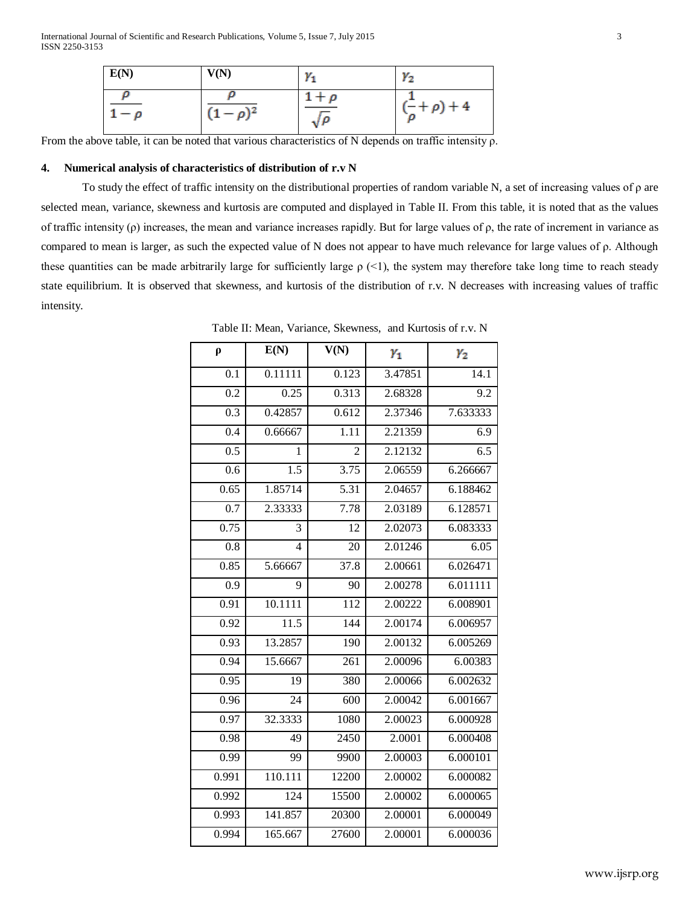| E(N) | V(N) | $\gamma_1$ | $\gamma_2$ |
|---|---|---|---|
| $\frac{\rho}{1-\rho}$ | $\frac{\rho}{(1-\rho)^2}$ | $\frac{1+\rho}{\sqrt{\rho}}$ | $(\frac{1}{\rho}+\rho)+4$ |

From the above table, it can be noted that various characteristics of N depends on traffic intensity ρ.

## 4. Numerical analysis of characteristics of distribution of r.v N

To study the effect of traffic intensity on the distributional properties of random variable N, a set of increasing values of ρ are selected mean, variance, skewness and kurtosis are computed and displayed in Table II. From this table, it is noted that as the values of traffic intensity (ρ) increases, the mean and variance increases rapidly. But for large values of ρ, the rate of increment in variance as compared to mean is larger, as such the expected value of N does not appear to have much relevance for large values of ρ. Although these quantities can be made arbitrarily large for sufficiently large ρ (<1), the system may therefore take long time to reach steady state equilibrium. It is observed that skewness, and kurtosis of the distribution of r.v. N decreases with increasing values of traffic intensity.

Table II: Mean, Variance, Skewness, and Kurtosis of r.v. N

| ρ | E(N) | V(N) | $\gamma_1$ | $\gamma_2$ |
|---|---|---|---|---|
| 0.1 | 0.11111 | 0.123 | 3.47851 | 14.1 |
| 0.2 | 0.25 | 0.313 | 2.68328 | 9.2 |
| 0.3 | 0.42857 | 0.612 | 2.37346 | 7.633333 |
| 0.4 | 0.66667 | 1.11 | 2.21359 | 6.9 |
| 0.5 | 1 | 2 | 2.12132 | 6.5 |
| 0.6 | 1.5 | 3.75 | 2.06559 | 6.266667 |
| 0.65 | 1.85714 | 5.31 | 2.04657 | 6.188462 |
| 0.7 | 2.33333 | 7.78 | 2.03189 | 6.128571 |
| 0.75 | 3 | 12 | 2.02073 | 6.083333 |
| 0.8 | 4 | 20 | 2.01246 | 6.05 |
| 0.85 | 5.66667 | 37.8 | 2.00661 | 6.026471 |
| 0.9 | 9 | 90 | 2.00278 | 6.011111 |
| 0.91 | 10.1111 | 112 | 2.00222 | 6.008901 |
| 0.92 | 11.5 | 144 | 2.00174 | 6.006957 |
| 0.93 | 13.2857 | 190 | 2.00132 | 6.005269 |
| 0.94 | 15.6667 | 261 | 2.00096 | 6.00383 |
| 0.95 | 19 | 380 | 2.00066 | 6.002632 |
| 0.96 | 24 | 600 | 2.00042 | 6.001667 |
| 0.97 | 32.3333 | 1080 | 2.00023 | 6.000928 |
| 0.98 | 49 | 2450 | 2.0001 | 6.000408 |
| 0.99 | 99 | 9900 | 2.00003 | 6.000101 |
| 0.991 | 110.111 | 12200 | 2.00002 | 6.000082 |
| 0.992 | 124 | 15500 | 2.00002 | 6.000065 |
| 0.993 | 141.857 | 20300 | 2.00001 | 6.000049 |
| 0.994 | 165.667 | 27600 | 2.00001 | 6.000036 |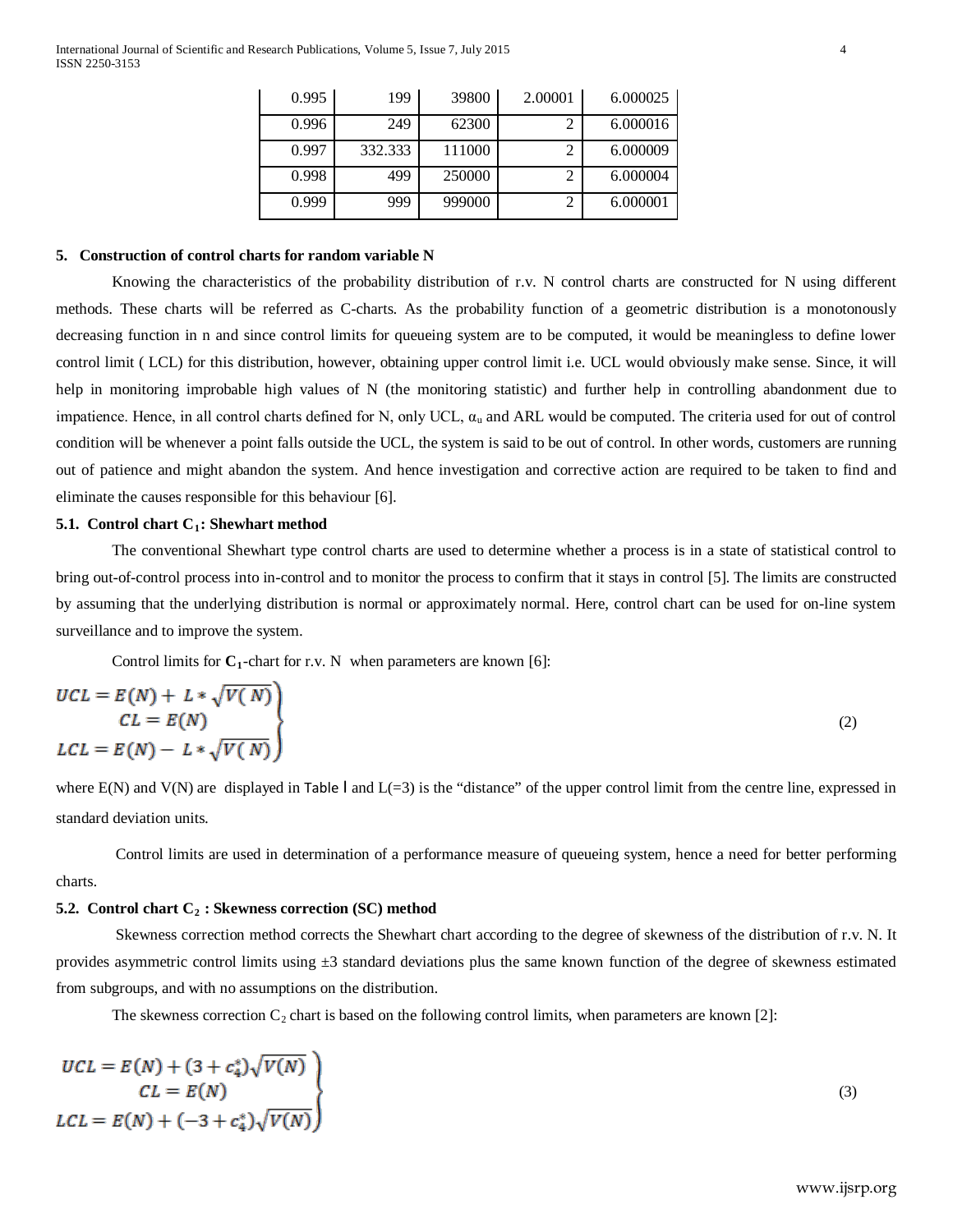| 0.995 | 199 | 39800 | 2.00001 | 6.000025 |
|---|---|---|---|---|
| 0.996 | 249 | 62300 | 2 | 6.000016 |
| 0.997 | 332.333 | 111000 | 2 | 6.000009 |
| 0.998 | 499 | 250000 | 2 | 6.000004 |
| 0.999 | 999 | 999000 | 2 | 6.000001 |

## 5. Construction of control charts for random variable N

Knowing the characteristics of the probability distribution of r.v. N control charts are constructed for N using different methods. These charts will be referred as C-charts. As the probability function of a geometric distribution is a monotonously decreasing function in n and since control limits for queueing system are to be computed, it would be meaningless to define lower control limit ( LCL) for this distribution, however, obtaining upper control limit i.e. UCL would obviously make sense. Since, it will help in monitoring improbable high values of N (the monitoring statistic) and further help in controlling abandonment due to impatience. Hence, in all control charts defined for N, only UCL, $\alpha_u$ and ARL would be computed. The criteria used for out of control condition will be whenever a point falls outside the UCL, the system is said to be out of control. In other words, customers are running out of patience and might abandon the system. And hence investigation and corrective action are required to be taken to find and eliminate the causes responsible for this behaviour [6].

### 5.1. Control chart $C_1$: Shewhart method

The conventional Shewhart type control charts are used to determine whether a process is in a state of statistical control to bring out-of-control process into in-control and to monitor the process to confirm that it stays in control [5]. The limits are constructed by assuming that the underlying distribution is normal or approximately normal. Here, control chart can be used for on-line system surveillance and to improve the system.

Control limits for **$C_1$**-chart for r.v. N when parameters are known [6]:

$$\left.\begin{aligned} UCL &= E(N) + L * \sqrt{V(N)} \\ CL &= E(N) \\ LCL &= E(N) - L * \sqrt{V(N)} \end{aligned}\right\} \qquad (2)$$

where E(N) and V(N) are displayed in Table I and L(=3) is the "distance" of the upper control limit from the centre line, expressed in standard deviation units.

Control limits are used in determination of a performance measure of queueing system, hence a need for better performing charts.

### 5.2. Control chart $C_2$ : Skewness correction (SC) method

Skewness correction method corrects the Shewhart chart according to the degree of skewness of the distribution of r.v. N. It provides asymmetric control limits using ±3 standard deviations plus the same known function of the degree of skewness estimated from subgroups, and with no assumptions on the distribution.

The skewness correction $C_2$ chart is based on the following control limits, when parameters are known [2]:

$$\left.\begin{aligned} UCL &= E(N) + (3 + c_4^*)\sqrt{V(N)} \\ CL &= E(N) \\ LCL &= E(N) + (-3 + c_4^*)\sqrt{V(N)} \end{aligned}\right\} \qquad (3)$$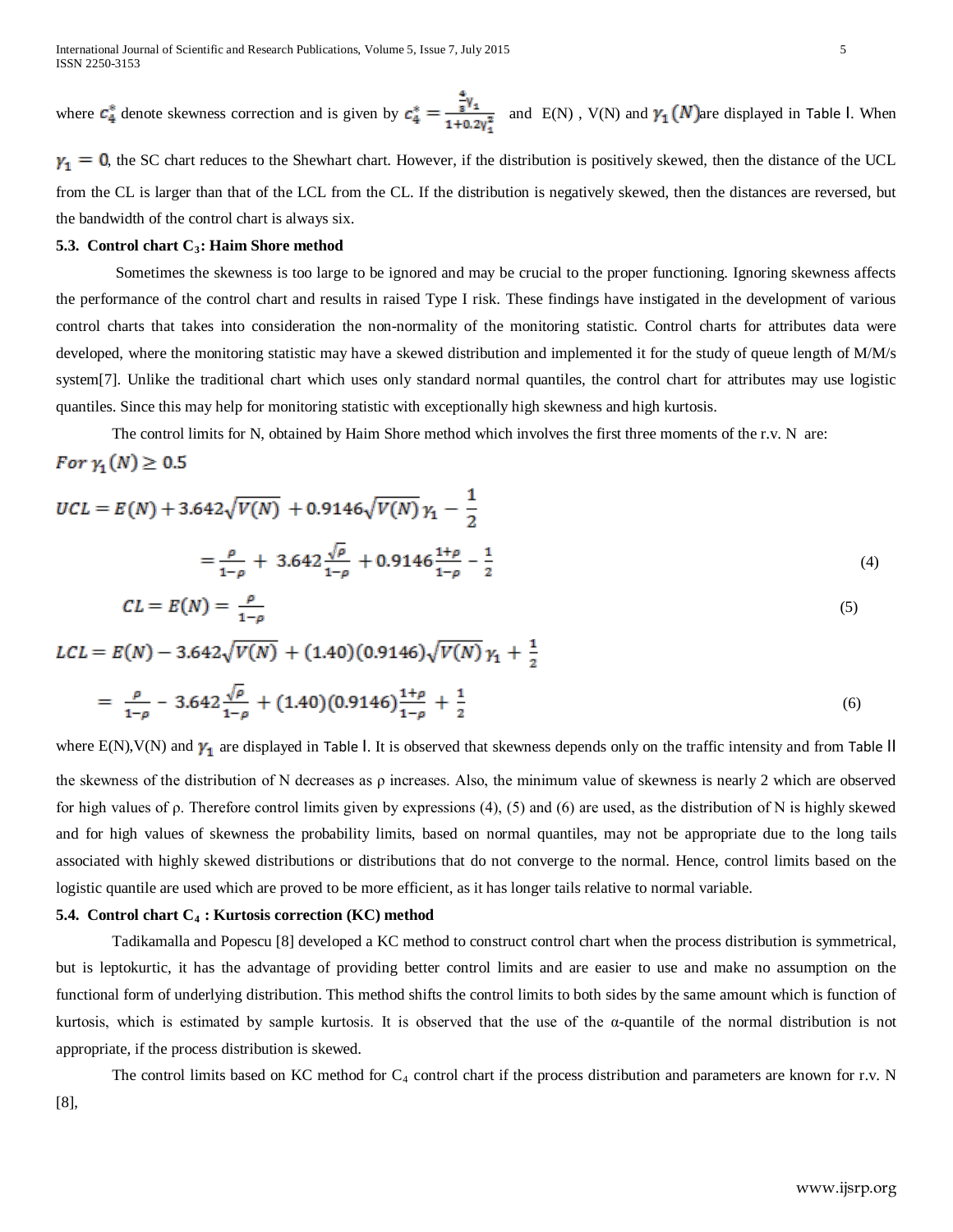where $c_4^*$ denote skewness correction and is given by $c_4^* = \frac{\frac{4}{3}\gamma_1}{1+0.2\gamma_1^2}$ and E(N) , V(N) and $\gamma_1(N)$ are displayed in Table I. When $\gamma_1 = 0$, the SC chart reduces to the Shewhart chart. However, if the distribution is positively skewed, then the distance of the UCL from the CL is larger than that of the LCL from the CL. If the distribution is negatively skewed, then the distances are reversed, but the bandwidth of the control chart is always six.

### 5.3. Control chart $C_3$: Haim Shore method

Sometimes the skewness is too large to be ignored and may be crucial to the proper functioning. Ignoring skewness affects the performance of the control chart and results in raised Type I risk. These findings have instigated in the development of various control charts that takes into consideration the non-normality of the monitoring statistic. Control charts for attributes data were developed, where the monitoring statistic may have a skewed distribution and implemented it for the study of queue length of M/M/s system[7]. Unlike the traditional chart which uses only standard normal quantiles, the control chart for attributes may use logistic quantiles. Since this may help for monitoring statistic with exceptionally high skewness and high kurtosis.

The control limits for N, obtained by Haim Shore method which involves the first three moments of the r.v. N are:

*For* $\gamma_1(N) \geq 0.5$

$$UCL = E(N) + 3.642\sqrt{V(N)} + 0.9146\sqrt{V(N)}\,\gamma_1 - \frac{1}{2}$$

$$= \frac{\rho}{1-\rho} + 3.642\frac{\sqrt{\rho}}{1-\rho} + 0.9146\frac{1+\rho}{1-\rho} - \frac{1}{2} \tag{4}$$

$$CL = E(N) = \frac{\rho}{1-\rho} \tag{5}$$

$$LCL = E(N) - 3.642\sqrt{V(N)} + (1.40)(0.9146)\sqrt{V(N)}\,\gamma_1 + \frac{1}{2}$$

$$= \frac{\rho}{1-\rho} - 3.642\frac{\sqrt{\rho}}{1-\rho} + (1.40)(0.9146)\frac{1+\rho}{1-\rho} + \frac{1}{2} \tag{6}$$

where E(N),V(N) and $\gamma_1$ are displayed in Table I. It is observed that skewness depends only on the traffic intensity and from Table II the skewness of the distribution of N decreases as ρ increases. Also, the minimum value of skewness is nearly 2 which are observed for high values of ρ. Therefore control limits given by expressions (4), (5) and (6) are used, as the distribution of N is highly skewed and for high values of skewness the probability limits, based on normal quantiles, may not be appropriate due to the long tails associated with highly skewed distributions or distributions that do not converge to the normal. Hence, control limits based on the logistic quantile are used which are proved to be more efficient, as it has longer tails relative to normal variable.

### 5.4. Control chart $C_4$ : Kurtosis correction (KC) method

Tadikamalla and Popescu [8] developed a KC method to construct control chart when the process distribution is symmetrical, but is leptokurtic, it has the advantage of providing better control limits and are easier to use and make no assumption on the functional form of underlying distribution. This method shifts the control limits to both sides by the same amount which is function of kurtosis, which is estimated by sample kurtosis. It is observed that the use of the α-quantile of the normal distribution is not appropriate, if the process distribution is skewed.

The control limits based on KC method for $C_4$ control chart if the process distribution and parameters are known for r.v. N [8],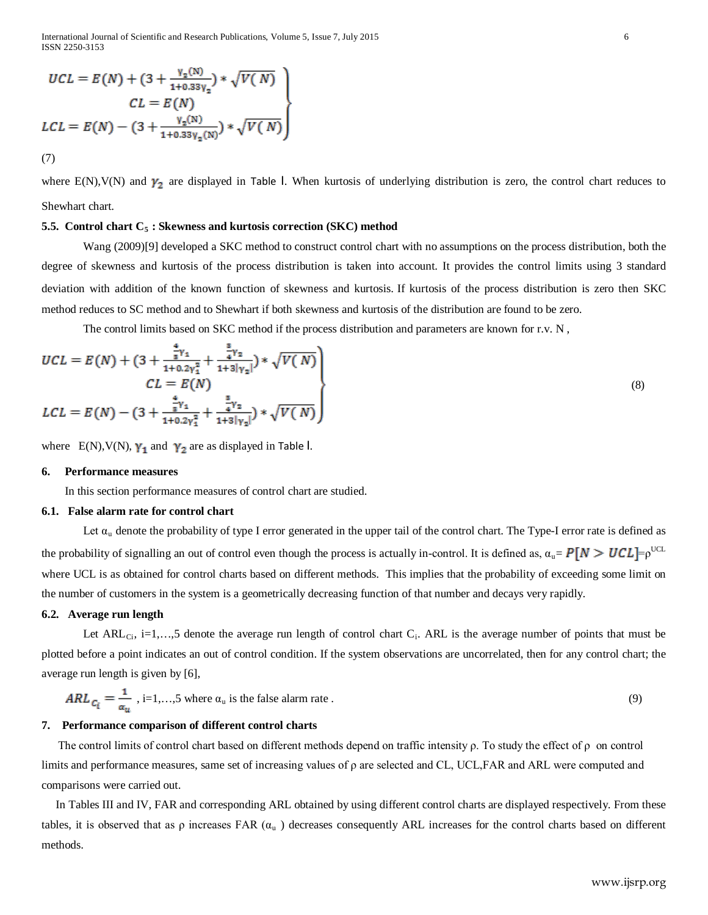$$
\left.\begin{aligned}
UCL &= E(N) + \left(3 + \frac{\gamma_2(N)}{1+0.33\gamma_2}\right) * \sqrt{V(N)} \\
CL &= E(N) \\
LCL &= E(N) - \left(3 + \frac{\gamma_2(N)}{1+0.33\gamma_2(N)}\right) * \sqrt{V(N)}
\end{aligned}\right\}
$$

(7)

where E(N),V(N) and $\gamma_2$ are displayed in Table I. When kurtosis of underlying distribution is zero, the control chart reduces to Shewhart chart.

### 5.5. Control chart $C_5$ : Skewness and kurtosis correction (SKC) method

Wang (2009)[9] developed a SKC method to construct control chart with no assumptions on the process distribution, both the degree of skewness and kurtosis of the process distribution is taken into account. It provides the control limits using 3 standard deviation with addition of the known function of skewness and kurtosis. If kurtosis of the process distribution is zero then SKC method reduces to SC method and to Shewhart if both skewness and kurtosis of the distribution are found to be zero.

The control limits based on SKC method if the process distribution and parameters are known for r.v. N ,

$$
\left.\begin{aligned}
UCL &= E(N) + \left(3 + \frac{\frac{4}{3}\gamma_1}{1+0.2\gamma_1^2} + \frac{\frac{5}{4}\gamma_2}{1+3|\gamma_2|}\right) * \sqrt{V(N)} \\
CL &= E(N) \\
LCL &= E(N) - \left(3 + \frac{\frac{4}{3}\gamma_1}{1+0.2\gamma_1^2} + \frac{\frac{5}{4}\gamma_2}{1+3|\gamma_2|}\right) * \sqrt{V(N)}
\end{aligned}\right\} \quad (8)
$$

where E(N),V(N), $\gamma_1$ and $\gamma_2$ are as displayed in Table I.

## 6. Performance measures

In this section performance measures of control chart are studied.

### 6.1. False alarm rate for control chart

Let $\alpha_u$ denote the probability of type I error generated in the upper tail of the control chart. The Type-I error rate is defined as the probability of signalling an out of control even though the process is actually in-control. It is defined as, $\alpha_u = P[N > UCL] = \rho^{UCL}$ where UCL is as obtained for control charts based on different methods. This implies that the probability of exceeding some limit on the number of customers in the system is a geometrically decreasing function of that number and decays very rapidly.

### 6.2. Average run length

Let $ARL_{C_i}$, i=1,…,5 denote the average run length of control chart $C_i$. ARL is the average number of points that must be plotted before a point indicates an out of control condition. If the system observations are uncorrelated, then for any control chart; the average run length is given by [6],

$$ARL_{C_i} = \frac{1}{\alpha_u} \text{ , i=1,…,5 where } \alpha_u \text{ is the false alarm rate .} \quad (9)$$

## 7. Performance comparison of different control charts

The control limits of control chart based on different methods depend on traffic intensity ρ. To study the effect of ρ on control limits and performance measures, same set of increasing values of ρ are selected and CL, UCL,FAR and ARL were computed and comparisons were carried out.

In Tables III and IV, FAR and corresponding ARL obtained by using different control charts are displayed respectively. From these tables, it is observed that as ρ increases FAR ($\alpha_u$ ) decreases consequently ARL increases for the control charts based on different methods.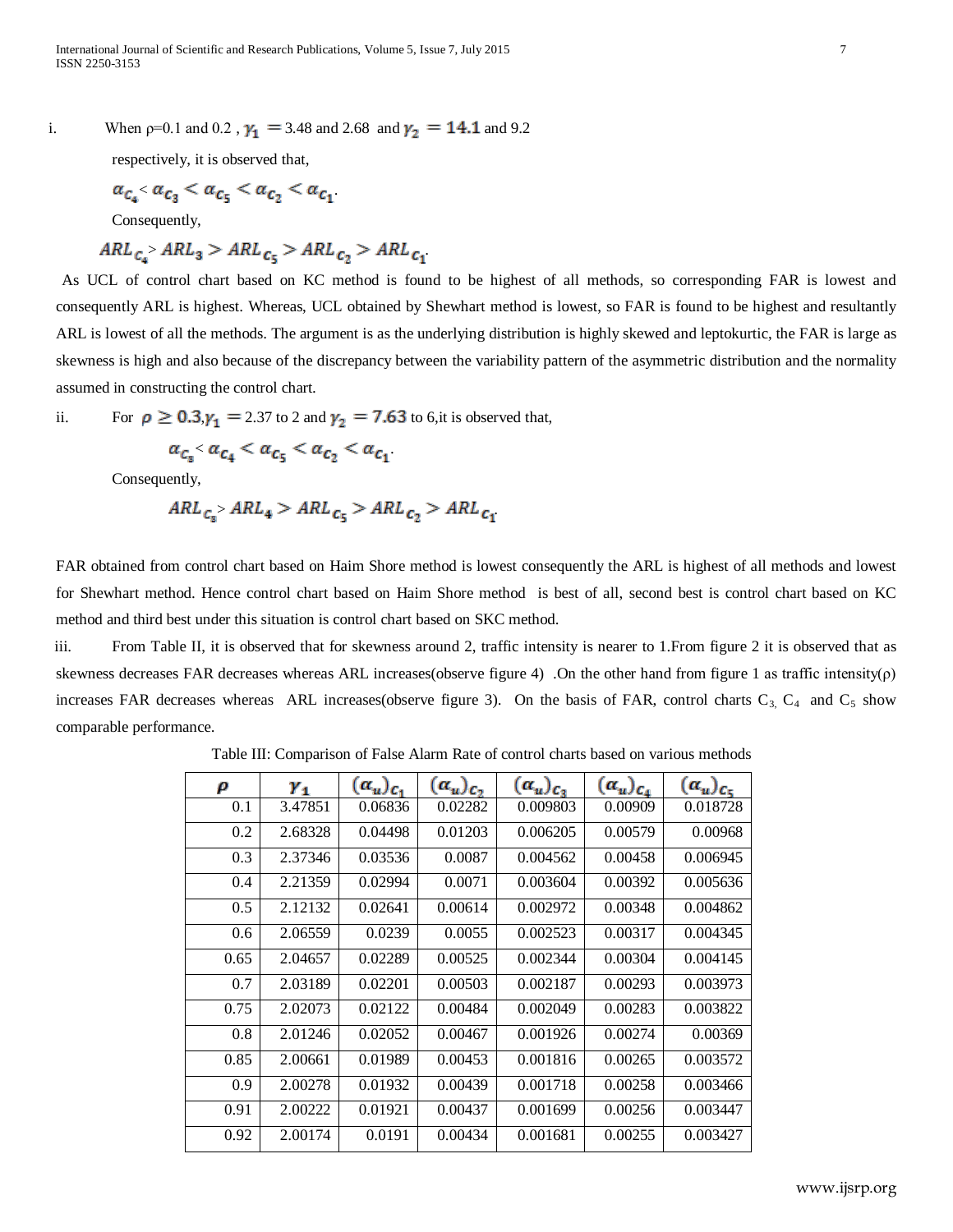i. When ρ=0.1 and 0.2 , $\gamma_1 = 3.48$ and 2.68 and $\gamma_2 = 14.1$ and 9.2 respectively, it is observed that,

$\alpha_{C_4} < \alpha_{C_3} < \alpha_{C_5} < \alpha_{C_2} < \alpha_{C_1}$.

Consequently,

$ARL_{C_4} > ARL_3 > ARL_{C_5} > ARL_{C_2} > ARL_{C_1}$.

As UCL of control chart based on KC method is found to be highest of all methods, so corresponding FAR is lowest and consequently ARL is highest. Whereas, UCL obtained by Shewhart method is lowest, so FAR is found to be highest and resultantly ARL is lowest of all the methods. The argument is as the underlying distribution is highly skewed and leptokurtic, the FAR is large as skewness is high and also because of the discrepancy between the variability pattern of the asymmetric distribution and the normality assumed in constructing the control chart.

ii. For $\rho \geq 0.3, \gamma_1 = 2.37$ to 2 and $\gamma_2 = 7.63$ to 6,it is observed that,

$\alpha_{C_3} < \alpha_{C_4} < \alpha_{C_5} < \alpha_{C_2} < \alpha_{C_1}$.

Consequently,

$ARL_{C_3} > ARL_4 > ARL_{C_5} > ARL_{C_2} > ARL_{C_1}$.

FAR obtained from control chart based on Haim Shore method is lowest consequently the ARL is highest of all methods and lowest for Shewhart method. Hence control chart based on Haim Shore method is best of all, second best is control chart based on KC method and third best under this situation is control chart based on SKC method.

iii. From Table II, it is observed that for skewness around 2, traffic intensity is nearer to 1.From figure 2 it is observed that as skewness decreases FAR decreases whereas ARL increases(observe figure 4) .On the other hand from figure 1 as traffic intensity(ρ) increases FAR decreases whereas ARL increases(observe figure 3). On the basis of FAR, control charts $C_3$, $C_4$ and $C_5$ show comparable performance.

Table III: Comparison of False Alarm Rate of control charts based on various methods

| $\rho$ | $\gamma_1$ | $(\alpha_u)_{C_1}$ | $(\alpha_u)_{C_2}$ | $(\alpha_u)_{C_3}$ | $(\alpha_u)_{C_4}$ | $(\alpha_u)_{C_5}$ |
|---|---|---|---|---|---|---|
| 0.1 | 3.47851 | 0.06836 | 0.02282 | 0.009803 | 0.00909 | 0.018728 |
| 0.2 | 2.68328 | 0.04498 | 0.01203 | 0.006205 | 0.00579 | 0.00968 |
| 0.3 | 2.37346 | 0.03536 | 0.0087 | 0.004562 | 0.00458 | 0.006945 |
| 0.4 | 2.21359 | 0.02994 | 0.0071 | 0.003604 | 0.00392 | 0.005636 |
| 0.5 | 2.12132 | 0.02641 | 0.00614 | 0.002972 | 0.00348 | 0.004862 |
| 0.6 | 2.06559 | 0.0239 | 0.0055 | 0.002523 | 0.00317 | 0.004345 |
| 0.65 | 2.04657 | 0.02289 | 0.00525 | 0.002344 | 0.00304 | 0.004145 |
| 0.7 | 2.03189 | 0.02201 | 0.00503 | 0.002187 | 0.00293 | 0.003973 |
| 0.75 | 2.02073 | 0.02122 | 0.00484 | 0.002049 | 0.00283 | 0.003822 |
| 0.8 | 2.01246 | 0.02052 | 0.00467 | 0.001926 | 0.00274 | 0.00369 |
| 0.85 | 2.00661 | 0.01989 | 0.00453 | 0.001816 | 0.00265 | 0.003572 |
| 0.9 | 2.00278 | 0.01932 | 0.00439 | 0.001718 | 0.00258 | 0.003466 |
| 0.91 | 2.00222 | 0.01921 | 0.00437 | 0.001699 | 0.00256 | 0.003447 |
| 0.92 | 2.00174 | 0.0191 | 0.00434 | 0.001681 | 0.00255 | 0.003427 |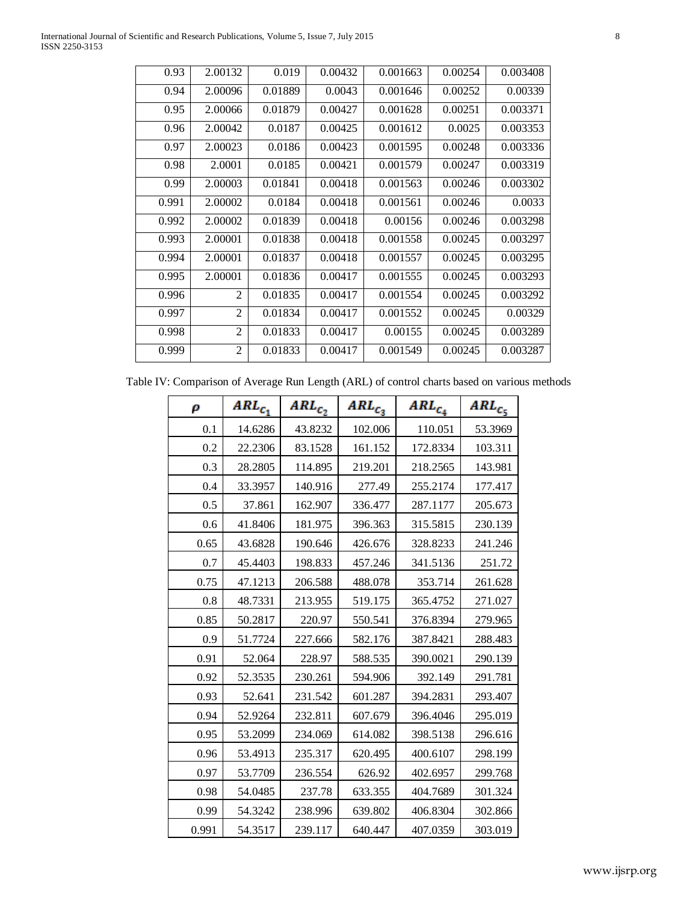| | | | | | | |
|---|---|---|---|---|---|---|
| 0.93 | 2.00132 | 0.019 | 0.00432 | 0.001663 | 0.00254 | 0.003408 |
| 0.94 | 2.00096 | 0.01889 | 0.0043 | 0.001646 | 0.00252 | 0.00339 |
| 0.95 | 2.00066 | 0.01879 | 0.00427 | 0.001628 | 0.00251 | 0.003371 |
| 0.96 | 2.00042 | 0.0187 | 0.00425 | 0.001612 | 0.0025 | 0.003353 |
| 0.97 | 2.00023 | 0.0186 | 0.00423 | 0.001595 | 0.00248 | 0.003336 |
| 0.98 | 2.0001 | 0.0185 | 0.00421 | 0.001579 | 0.00247 | 0.003319 |
| 0.99 | 2.00003 | 0.01841 | 0.00418 | 0.001563 | 0.00246 | 0.003302 |
| 0.991 | 2.00002 | 0.0184 | 0.00418 | 0.001561 | 0.00246 | 0.0033 |
| 0.992 | 2.00002 | 0.01839 | 0.00418 | 0.00156 | 0.00246 | 0.003298 |
| 0.993 | 2.00001 | 0.01838 | 0.00418 | 0.001558 | 0.00245 | 0.003297 |
| 0.994 | 2.00001 | 0.01837 | 0.00418 | 0.001557 | 0.00245 | 0.003295 |
| 0.995 | 2.00001 | 0.01836 | 0.00417 | 0.001555 | 0.00245 | 0.003293 |
| 0.996 | 2 | 0.01835 | 0.00417 | 0.001554 | 0.00245 | 0.003292 |
| 0.997 | 2 | 0.01834 | 0.00417 | 0.001552 | 0.00245 | 0.00329 |
| 0.998 | 2 | 0.01833 | 0.00417 | 0.00155 | 0.00245 | 0.003289 |
| 0.999 | 2 | 0.01833 | 0.00417 | 0.001549 | 0.00245 | 0.003287 |

Table IV: Comparison of Average Run Length (ARL) of control charts based on various methods

| $\rho$ | $ARL_{C_1}$ | $ARL_{C_2}$ | $ARL_{C_3}$ | $ARL_{C_4}$ | $ARL_{C_5}$ |
|---|---|---|---|---|---|
| 0.1 | 14.6286 | 43.8232 | 102.006 | 110.051 | 53.3969 |
| 0.2 | 22.2306 | 83.1528 | 161.152 | 172.8334 | 103.311 |
| 0.3 | 28.2805 | 114.895 | 219.201 | 218.2565 | 143.981 |
| 0.4 | 33.3957 | 140.916 | 277.49 | 255.2174 | 177.417 |
| 0.5 | 37.861 | 162.907 | 336.477 | 287.1177 | 205.673 |
| 0.6 | 41.8406 | 181.975 | 396.363 | 315.5815 | 230.139 |
| 0.65 | 43.6828 | 190.646 | 426.676 | 328.8233 | 241.246 |
| 0.7 | 45.4403 | 198.833 | 457.246 | 341.5136 | 251.72 |
| 0.75 | 47.1213 | 206.588 | 488.078 | 353.714 | 261.628 |
| 0.8 | 48.7331 | 213.955 | 519.175 | 365.4752 | 271.027 |
| 0.85 | 50.2817 | 220.97 | 550.541 | 376.8394 | 279.965 |
| 0.9 | 51.7724 | 227.666 | 582.176 | 387.8421 | 288.483 |
| 0.91 | 52.064 | 228.97 | 588.535 | 390.0021 | 290.139 |
| 0.92 | 52.3535 | 230.261 | 594.906 | 392.149 | 291.781 |
| 0.93 | 52.641 | 231.542 | 601.287 | 394.2831 | 293.407 |
| 0.94 | 52.9264 | 232.811 | 607.679 | 396.4046 | 295.019 |
| 0.95 | 53.2099 | 234.069 | 614.082 | 398.5138 | 296.616 |
| 0.96 | 53.4913 | 235.317 | 620.495 | 400.6107 | 298.199 |
| 0.97 | 53.7709 | 236.554 | 626.92 | 402.6957 | 299.768 |
| 0.98 | 54.0485 | 237.78 | 633.355 | 404.7689 | 301.324 |
| 0.99 | 54.3242 | 238.996 | 639.802 | 406.8304 | 302.866 |
| 0.991 | 54.3517 | 239.117 | 640.447 | 407.0359 | 303.019 |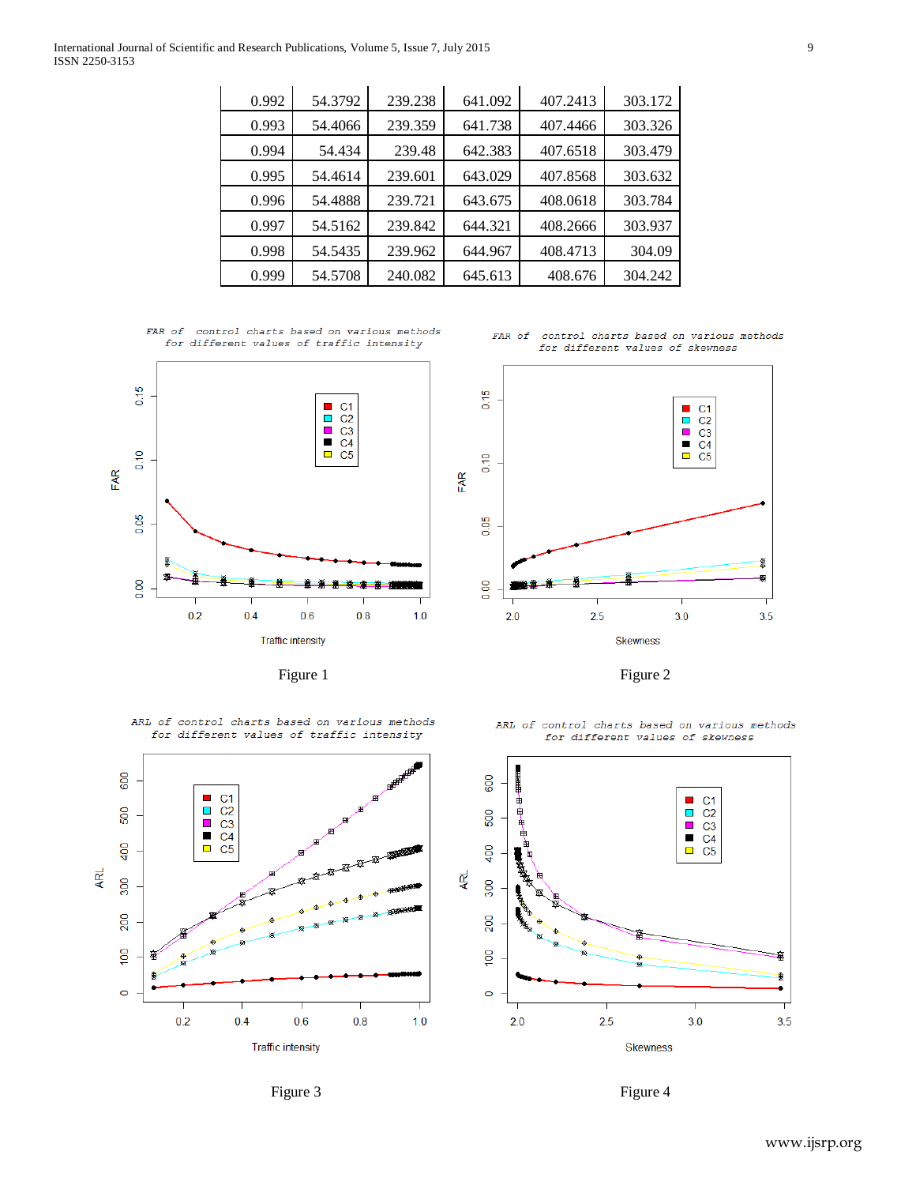| | | | | | |
|---|---|---|---|---|---|
| 0.992 | 54.3792 | 239.238 | 641.092 | 407.2413 | 303.172 |
| 0.993 | 54.4066 | 239.359 | 641.738 | 407.4466 | 303.326 |
| 0.994 | 54.434 | 239.48 | 642.383 | 407.6518 | 303.479 |
| 0.995 | 54.4614 | 239.601 | 643.029 | 407.8568 | 303.632 |
| 0.996 | 54.4888 | 239.721 | 643.675 | 408.0618 | 303.784 |
| 0.997 | 54.5162 | 239.842 | 644.321 | 408.2666 | 303.937 |
| 0.998 | 54.5435 | 239.962 | 644.967 | 408.4713 | 304.09 |
| 0.999 | 54.5708 | 240.082 | 645.613 | 408.676 | 304.242 |

Figure 1

Figure 2

Figure 3

Figure 4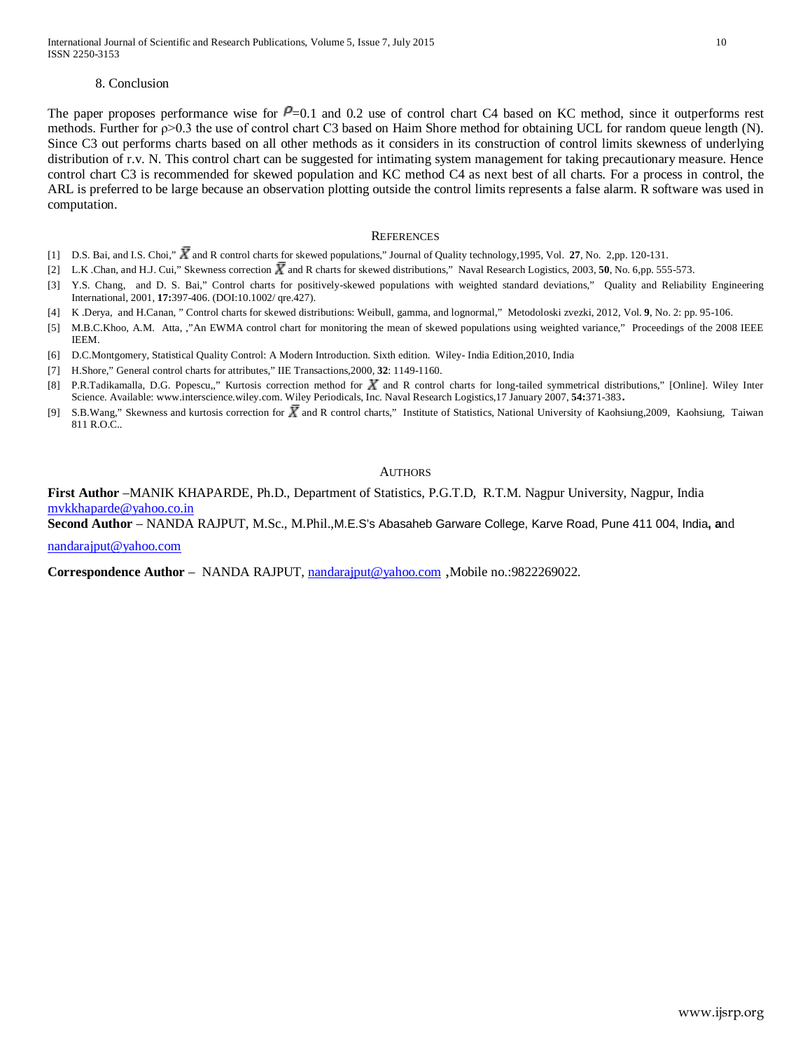## 8. Conclusion

The paper proposes performance wise for $\rho$=0.1 and 0.2 use of control chart C4 based on KC method, since it outperforms rest methods. Further for $\rho$>0.3 the use of control chart C3 based on Haim Shore method for obtaining UCL for random queue length (N). Since C3 out performs charts based on all other methods as it considers in its construction of control limits skewness of underlying distribution of r.v. N. This control chart can be suggested for intimating system management for taking precautionary measure. Hence control chart C3 is recommended for skewed population and KC method C4 as next best of all charts. For a process in control, the ARL is preferred to be large because an observation plotting outside the control limits represents a false alarm. R software was used in computation.

## References

[1] D.S. Bai, and I.S. Choi," $\bar{X}$ and R control charts for skewed populations," Journal of Quality technology,1995, Vol. **27**, No. 2,pp. 120-131.

[2] L.K .Chan, and H.J. Cui," Skewness correction $\bar{X}$ and R charts for skewed distributions," Naval Research Logistics, 2003, **50**, No. 6,pp. 555-573.

[3] Y.S. Chang, and D. S. Bai," Control charts for positively-skewed populations with weighted standard deviations," Quality and Reliability Engineering International, 2001, **17:**397-406. (DOI:10.1002/ qre.427).

[4] K .Derya, and H.Canan, " Control charts for skewed distributions: Weibull, gamma, and lognormal," Metodoloski zvezki, 2012, Vol. **9**, No. 2: pp. 95-106.

[5] M.B.C.Khoo, A.M. Atta, ,"An EWMA control chart for monitoring the mean of skewed populations using weighted variance," Proceedings of the 2008 IEEE IEEM.

[6] D.C.Montgomery, Statistical Quality Control: A Modern Introduction. Sixth edition. Wiley- India Edition,2010, India

[7] H.Shore," General control charts for attributes," IIE Transactions,2000, **32**: 1149-1160.

[8] P.R.Tadikamalla, D.G. Popescu,," Kurtosis correction method for $\bar{X}$ and R control charts for long-tailed symmetrical distributions," [Online]. Wiley Inter Science. Available: www.interscience.wiley.com. Wiley Periodicals, Inc. Naval Research Logistics,17 January 2007, **54:**371-383**.**

[9] S.B.Wang," Skewness and kurtosis correction for $\bar{X}$ and R control charts," Institute of Statistics, National University of Kaohsiung,2009, Kaohsiung, Taiwan 811 R.O.C..

## Authors

**First Author** –MANIK KHAPARDE, Ph.D., Department of Statistics, P.G.T.D, R.T.M. Nagpur University, Nagpur, India
mvkkhaparde@yahoo.co.in

**Second Author** – NANDA RAJPUT, M.Sc., M.Phil.,M.E.S's Abasaheb Garware College, Karve Road, Pune 411 004, India**, a**nd

nandarajput@yahoo.com

**Correspondence Author** – NANDA RAJPUT, nandarajput@yahoo.com ,Mobile no.:9822269022.